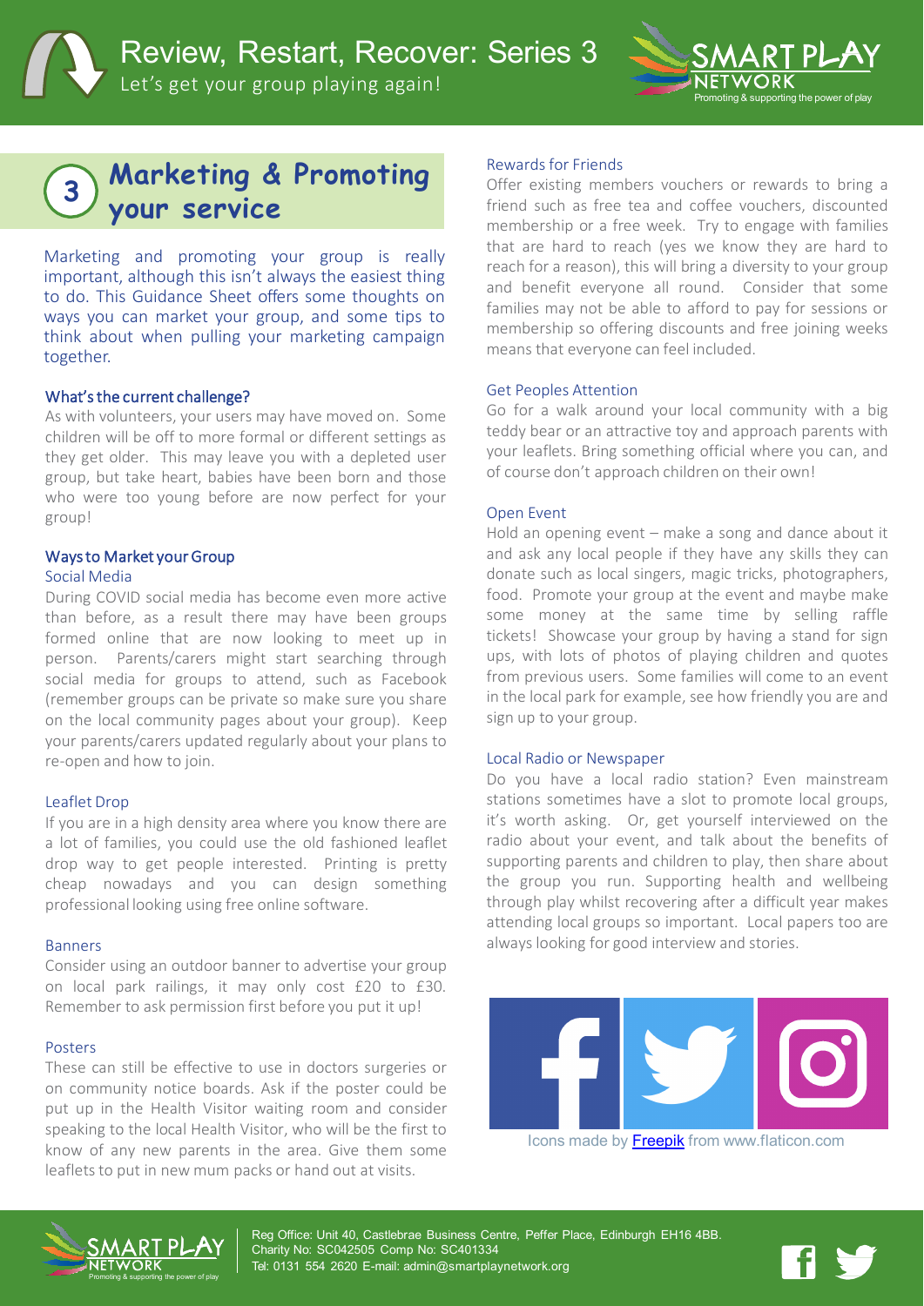# Review, Restart, Recover: Series 3

Let's get your group playing again!

## 3 Marketing & Promoting your service

Marketing and promoting your group is really important, although this isn't always the easiest thing to do. This Guidance Sheet offers some thoughts on ways you can market your group, and some tips to think about when pulling your marketing campaign together.

### What's the current challenge?

As with volunteers, your users may have moved on. Some children will be off to more formal or different settings as they get older. This may leave you with a depleted user group, but take heart, babies have been born and those who were too young before are now perfect for your group!

### Ways to Market your Group

#### Social Media

During COVID social media has become even more active than before, as a result there may have been groups formed online that are now looking to meet up in person. Parents/carers might start searching through social media for groups to attend, such as Facebook (remember groups can be private so make sure you share on the local community pages about your group). Keep your parents/carers updated regularly about your plans to re-open and how to join.

#### Leaflet Drop

If you are in a high density area where you know there are a lot of families, you could use the old fashioned leaflet drop way to get people interested. Printing is pretty cheap nowadays and you can design something professional looking using free online software.

#### Banners

Consider using an outdoor banner to advertise your group on local park railings, it may only cost £20 to £30. Remember to ask permission first before you put it up!

#### Posters

These can still be effective to use in doctors surgeries or on community notice boards. Ask if the poster could be put up in the Health Visitor waiting room and consider speaking to the local Health Visitor, who will be the first to know of any new parents in the area. Give them some leaflets to put in new mum packs or hand out at visits.

#### Rewards for Friends

Offer existing members vouchers or rewards to bring a friend such as free tea and coffee vouchers, discounted membership or a free week. Try to engage with families that are hard to reach (yes we know they are hard to reach for a reason), this will bring a diversity to your group and benefit everyone all round. Consider that some families may not be able to afford to pay for sessions or membership so offering discounts and free joining weeks means that everyone can feel included.

#### Get Peoples Attention

Go for a walk around your local community with a big teddy bear or an attractive toy and approach parents with your leaflets. Bring something official where you can, and of course don't approach children on their own!

#### Open Event

Hold an opening event – make a song and dance about it and ask any local people if they have any skills they can donate such as local singers, magic tricks, photographers, food. Promote your group at the event and maybe make some money at the same time by selling raffle tickets! Showcase your group by having a stand for sign ups, with lots of photos of playing children and quotes from previous users. Some families will come to an event in the local park for example, see how friendly you are and sign up to your group.

#### Local Radio or Newspaper

Do you have a local radio station? Even mainstream stations sometimes have a slot to promote local groups, it's worth asking. Or, get yourself interviewed on the radio about your event, and talk about the benefits of supporting parents and children to play, then share about the group you run. Supporting health and wellbeing through play whilst recovering after a difficult year makes attending local groups so important. Local papers too are always looking for good interview and stories.

Icons made by Freepik from www.flaticon.com

Reg Office: Unit 40, Castlebrae Business Centre, Peffer Place, Edinburgh EH16 4BB.
Charity No: SC042505 Comp No: SC401334
Tel: 0131 554 2620 E-mail: admin@smartplaynetwork.org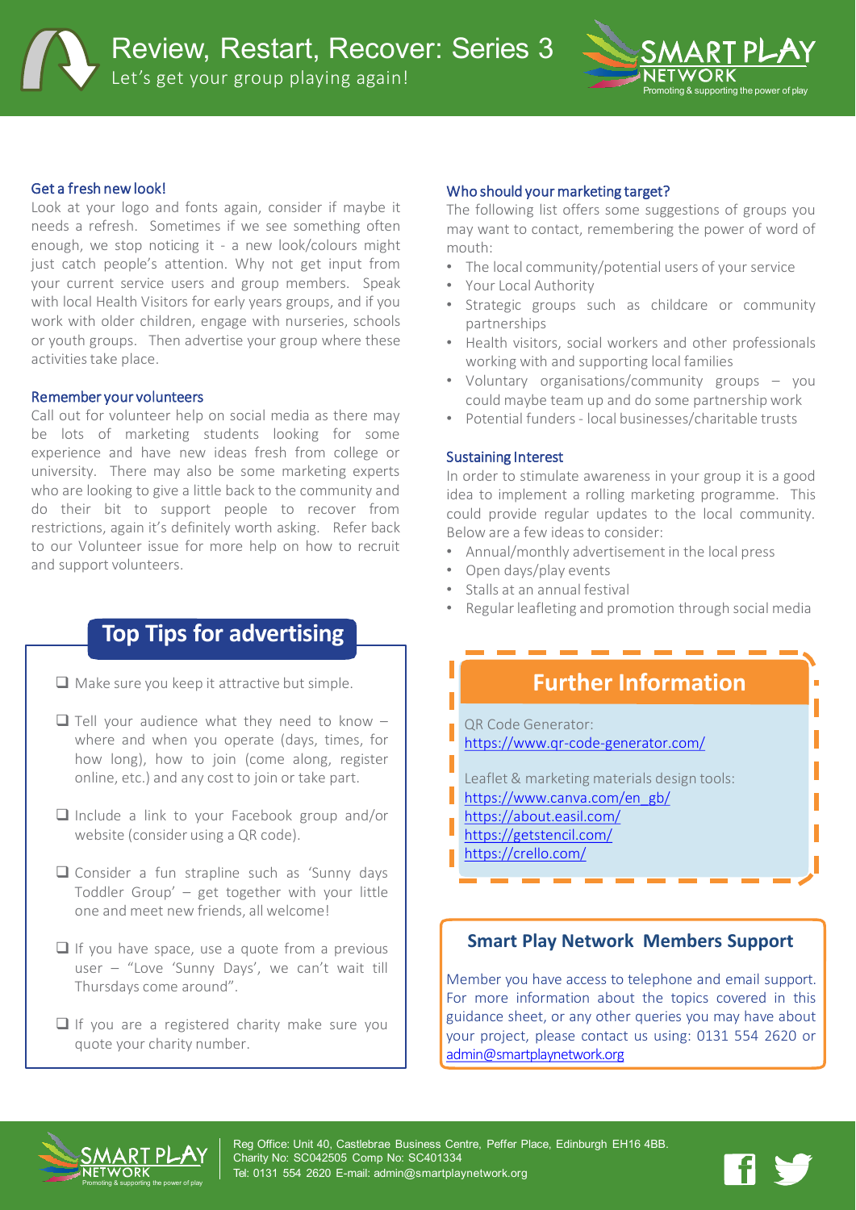# Review, Restart, Recover: Series 3

Let's get your group playing again!

### Get a fresh new look!

Look at your logo and fonts again, consider if maybe it needs a refresh. Sometimes if we see something often enough, we stop noticing it - a new look/colours might just catch people's attention. Why not get input from your current service users and group members. Speak with local Health Visitors for early years groups, and if you work with older children, engage with nurseries, schools or youth groups. Then advertise your group where these activities take place.

### Remember your volunteers

Call out for volunteer help on social media as there may be lots of marketing students looking for some experience and have new ideas fresh from college or university. There may also be some marketing experts who are looking to give a little back to the community and do their bit to support people to recover from restrictions, again it's definitely worth asking. Refer back to our Volunteer issue for more help on how to recruit and support volunteers.

## Top Tips for advertising

- ❑ Make sure you keep it attractive but simple.
- ❑ Tell your audience what they need to know – where and when you operate (days, times, for how long), how to join (come along, register online, etc.) and any cost to join or take part.
- ❑ Include a link to your Facebook group and/or website (consider using a QR code).
- ❑ Consider a fun strapline such as 'Sunny days Toddler Group' – get together with your little one and meet new friends, all welcome!
- ❑ If you have space, use a quote from a previous user – "Love 'Sunny Days', we can't wait till Thursdays come around".
- ❑ If you are a registered charity make sure you quote your charity number.

### Who should your marketing target?

The following list offers some suggestions of groups you may want to contact, remembering the power of word of mouth:

- The local community/potential users of your service
- Your Local Authority
- Strategic groups such as childcare or community partnerships
- Health visitors, social workers and other professionals working with and supporting local families
- Voluntary organisations/community groups – you could maybe team up and do some partnership work
- Potential funders - local businesses/charitable trusts

### Sustaining Interest

In order to stimulate awareness in your group it is a good idea to implement a rolling marketing programme. This could provide regular updates to the local community. Below are a few ideas to consider:

- Annual/monthly advertisement in the local press
- Open days/play events
- Stalls at an annual festival
- Regular leafleting and promotion through social media

## Further Information

QR Code Generator:
https://www.qr-code-generator.com/

Leaflet & marketing materials design tools:
https://www.canva.com/en_gb/
https://about.easil.com/
https://getstencil.com/
https://crello.com/

## Smart Play Network Members Support

Member you have access to telephone and email support. For more information about the topics covered in this guidance sheet, or any other queries you may have about your project, please contact us using: 0131 554 2620 or admin@smartplaynetwork.org

Reg Office: Unit 40, Castlebrae Business Centre, Peffer Place, Edinburgh EH16 4BB.
Charity No: SC042505 Comp No: SC401334
Tel: 0131 554 2620 E-mail: admin@smartplaynetwork.org